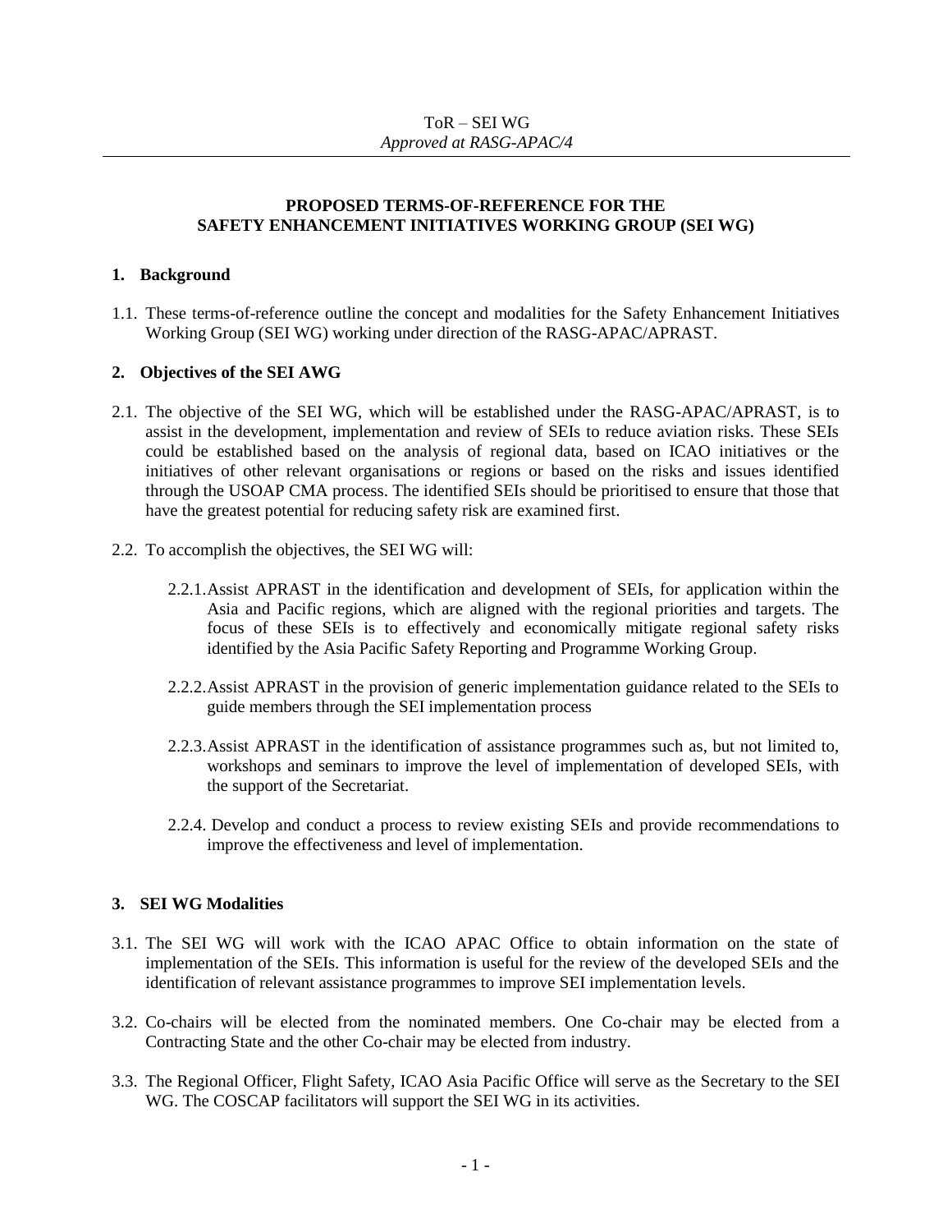ToR – SEI WG
*Approved at RASG-APAC/4*

---

**PROPOSED TERMS-OF-REFERENCE FOR THE SAFETY ENHANCEMENT INITIATIVES WORKING GROUP (SEI WG)**

## 1. Background

1.1. These terms-of-reference outline the concept and modalities for the Safety Enhancement Initiatives Working Group (SEI WG) working under direction of the RASG-APAC/APRAST.

## 2. Objectives of the SEI AWG

2.1. The objective of the SEI WG, which will be established under the RASG-APAC/APRAST, is to assist in the development, implementation and review of SEIs to reduce aviation risks. These SEIs could be established based on the analysis of regional data, based on ICAO initiatives or the initiatives of other relevant organisations or regions or based on the risks and issues identified through the USOAP CMA process. The identified SEIs should be prioritised to ensure that those that have the greatest potential for reducing safety risk are examined first.

2.2. To accomplish the objectives, the SEI WG will:

2.2.1. Assist APRAST in the identification and development of SEIs, for application within the Asia and Pacific regions, which are aligned with the regional priorities and targets. The focus of these SEIs is to effectively and economically mitigate regional safety risks identified by the Asia Pacific Safety Reporting and Programme Working Group.

2.2.2. Assist APRAST in the provision of generic implementation guidance related to the SEIs to guide members through the SEI implementation process

2.2.3. Assist APRAST in the identification of assistance programmes such as, but not limited to, workshops and seminars to improve the level of implementation of developed SEIs, with the support of the Secretariat.

2.2.4. Develop and conduct a process to review existing SEIs and provide recommendations to improve the effectiveness and level of implementation.

## 3. SEI WG Modalities

3.1. The SEI WG will work with the ICAO APAC Office to obtain information on the state of implementation of the SEIs. This information is useful for the review of the developed SEIs and the identification of relevant assistance programmes to improve SEI implementation levels.

3.2. Co-chairs will be elected from the nominated members. One Co-chair may be elected from a Contracting State and the other Co-chair may be elected from industry.

3.3. The Regional Officer, Flight Safety, ICAO Asia Pacific Office will serve as the Secretary to the SEI WG. The COSCAP facilitators will support the SEI WG in its activities.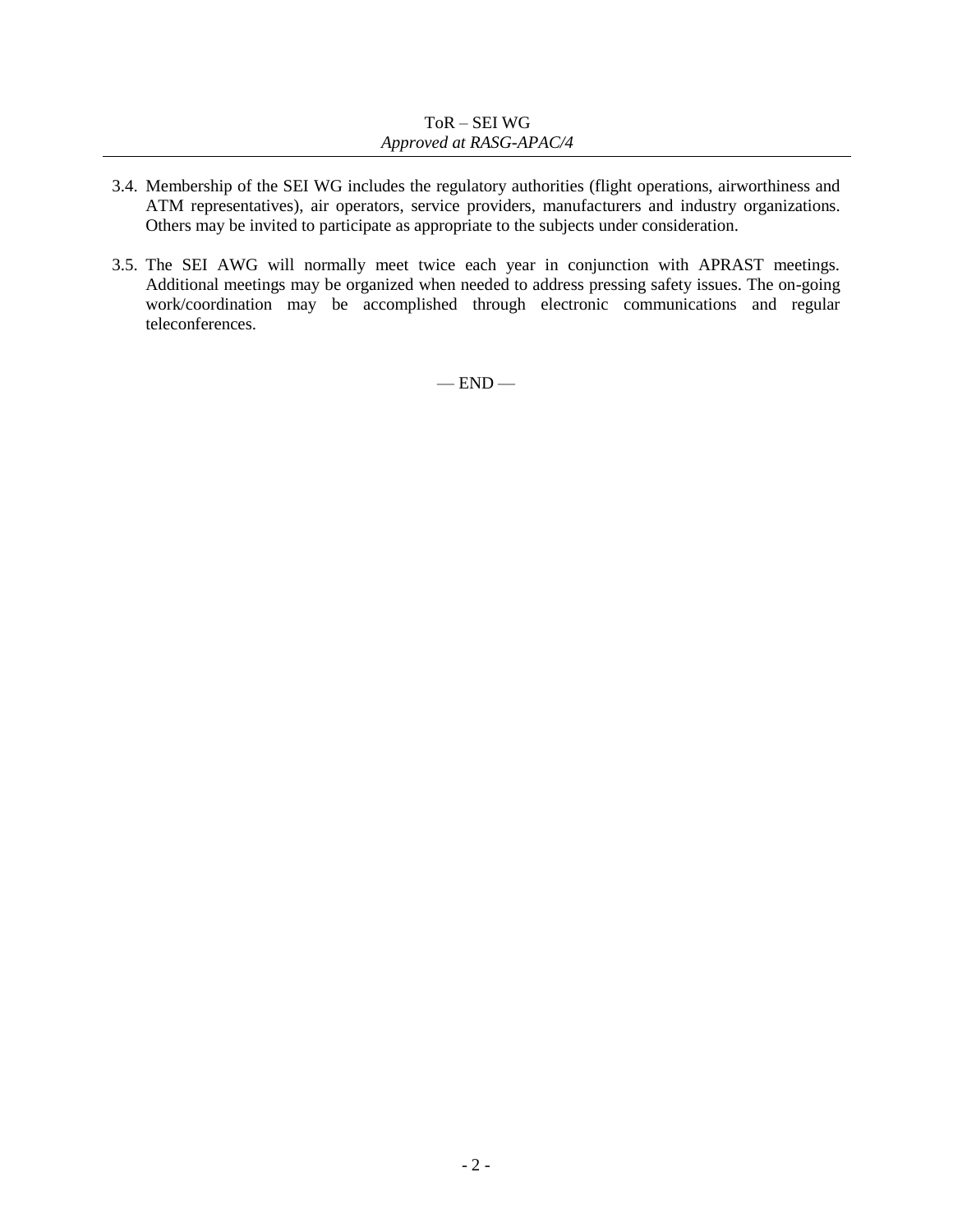3.4. Membership of the SEI WG includes the regulatory authorities (flight operations, airworthiness and ATM representatives), air operators, service providers, manufacturers and industry organizations. Others may be invited to participate as appropriate to the subjects under consideration.

3.5. The SEI AWG will normally meet twice each year in conjunction with APRAST meetings. Additional meetings may be organized when needed to address pressing safety issues. The on-going work/coordination may be accomplished through electronic communications and regular teleconferences.

— END —